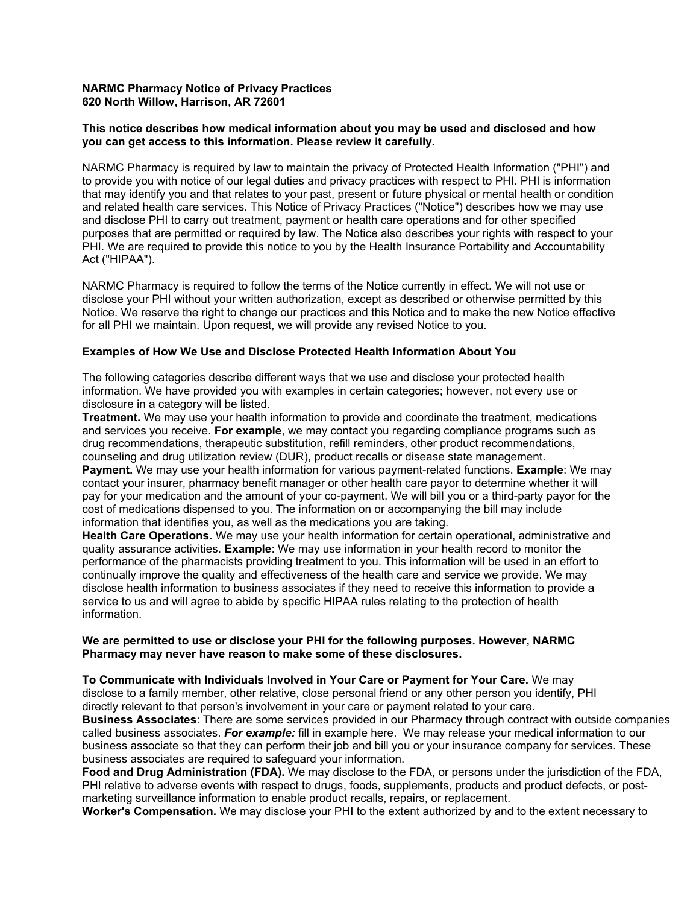**NARMC Pharmacy Notice of Privacy Practices**
**620 North Willow, Harrison, AR 72601**

**This notice describes how medical information about you may be used and disclosed and how you can get access to this information. Please review it carefully.**

NARMC Pharmacy is required by law to maintain the privacy of Protected Health Information ("PHI") and to provide you with notice of our legal duties and privacy practices with respect to PHI. PHI is information that may identify you and that relates to your past, present or future physical or mental health or condition and related health care services. This Notice of Privacy Practices ("Notice") describes how we may use and disclose PHI to carry out treatment, payment or health care operations and for other specified purposes that are permitted or required by law. The Notice also describes your rights with respect to your PHI. We are required to provide this notice to you by the Health Insurance Portability and Accountability Act ("HIPAA").

NARMC Pharmacy is required to follow the terms of the Notice currently in effect. We will not use or disclose your PHI without your written authorization, except as described or otherwise permitted by this Notice. We reserve the right to change our practices and this Notice and to make the new Notice effective for all PHI we maintain. Upon request, we will provide any revised Notice to you.

**Examples of How We Use and Disclose Protected Health Information About You**

The following categories describe different ways that we use and disclose your protected health information. We have provided you with examples in certain categories; however, not every use or disclosure in a category will be listed.

**Treatment.** We may use your health information to provide and coordinate the treatment, medications and services you receive. **For example**, we may contact you regarding compliance programs such as drug recommendations, therapeutic substitution, refill reminders, other product recommendations, counseling and drug utilization review (DUR), product recalls or disease state management.

**Payment.** We may use your health information for various payment-related functions. **Example**: We may contact your insurer, pharmacy benefit manager or other health care payor to determine whether it will pay for your medication and the amount of your co-payment. We will bill you or a third-party payor for the cost of medications dispensed to you. The information on or accompanying the bill may include information that identifies you, as well as the medications you are taking.

**Health Care Operations.** We may use your health information for certain operational, administrative and quality assurance activities. **Example**: We may use information in your health record to monitor the performance of the pharmacists providing treatment to you. This information will be used in an effort to continually improve the quality and effectiveness of the health care and service we provide. We may disclose health information to business associates if they need to receive this information to provide a service to us and will agree to abide by specific HIPAA rules relating to the protection of health information.

**We are permitted to use or disclose your PHI for the following purposes. However, NARMC Pharmacy may never have reason to make some of these disclosures.**

**To Communicate with Individuals Involved in Your Care or Payment for Your Care.** We may disclose to a family member, other relative, close personal friend or any other person you identify, PHI directly relevant to that person's involvement in your care or payment related to your care.

**Business Associates**: There are some services provided in our Pharmacy through contract with outside companies called business associates. ***For example:*** fill in example here. We may release your medical information to our business associate so that they can perform their job and bill you or your insurance company for services. These business associates are required to safeguard your information.

**Food and Drug Administration (FDA).** We may disclose to the FDA, or persons under the jurisdiction of the FDA, PHI relative to adverse events with respect to drugs, foods, supplements, products and product defects, or post-marketing surveillance information to enable product recalls, repairs, or replacement.

**Worker's Compensation.** We may disclose your PHI to the extent authorized by and to the extent necessary to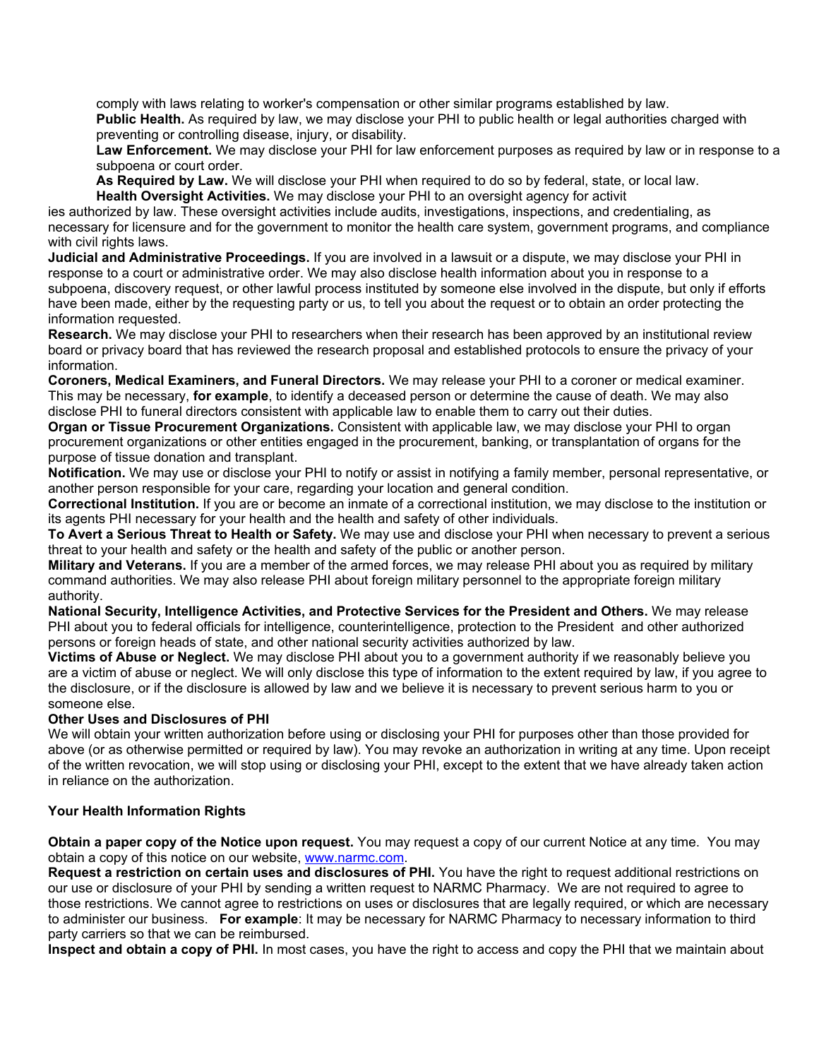comply with laws relating to worker's compensation or other similar programs established by law.

**Public Health.** As required by law, we may disclose your PHI to public health or legal authorities charged with preventing or controlling disease, injury, or disability.

**Law Enforcement.** We may disclose your PHI for law enforcement purposes as required by law or in response to a subpoena or court order.

**As Required by Law.** We will disclose your PHI when required to do so by federal, state, or local law.

**Health Oversight Activities.** We may disclose your PHI to an oversight agency for activities authorized by law. These oversight activities include audits, investigations, inspections, and credentialing, as necessary for licensure and for the government to monitor the health care system, government programs, and compliance with civil rights laws.

**Judicial and Administrative Proceedings.** If you are involved in a lawsuit or a dispute, we may disclose your PHI in response to a court or administrative order. We may also disclose health information about you in response to a subpoena, discovery request, or other lawful process instituted by someone else involved in the dispute, but only if efforts have been made, either by the requesting party or us, to tell you about the request or to obtain an order protecting the information requested.

**Research.** We may disclose your PHI to researchers when their research has been approved by an institutional review board or privacy board that has reviewed the research proposal and established protocols to ensure the privacy of your information.

**Coroners, Medical Examiners, and Funeral Directors.** We may release your PHI to a coroner or medical examiner. This may be necessary, **for example**, to identify a deceased person or determine the cause of death. We may also disclose PHI to funeral directors consistent with applicable law to enable them to carry out their duties.

**Organ or Tissue Procurement Organizations.** Consistent with applicable law, we may disclose your PHI to organ procurement organizations or other entities engaged in the procurement, banking, or transplantation of organs for the purpose of tissue donation and transplant.

**Notification.** We may use or disclose your PHI to notify or assist in notifying a family member, personal representative, or another person responsible for your care, regarding your location and general condition.

**Correctional Institution.** If you are or become an inmate of a correctional institution, we may disclose to the institution or its agents PHI necessary for your health and the health and safety of other individuals.

**To Avert a Serious Threat to Health or Safety.** We may use and disclose your PHI when necessary to prevent a serious threat to your health and safety or the health and safety of the public or another person.

**Military and Veterans.** If you are a member of the armed forces, we may release PHI about you as required by military command authorities. We may also release PHI about foreign military personnel to the appropriate foreign military authority.

**National Security, Intelligence Activities, and Protective Services for the President and Others.** We may release PHI about you to federal officials for intelligence, counterintelligence, protection to the President and other authorized persons or foreign heads of state, and other national security activities authorized by law.

**Victims of Abuse or Neglect.** We may disclose PHI about you to a government authority if we reasonably believe you are a victim of abuse or neglect. We will only disclose this type of information to the extent required by law, if you agree to the disclosure, or if the disclosure is allowed by law and we believe it is necessary to prevent serious harm to you or someone else.

**Other Uses and Disclosures of PHI**

We will obtain your written authorization before using or disclosing your PHI for purposes other than those provided for above (or as otherwise permitted or required by law). You may revoke an authorization in writing at any time. Upon receipt of the written revocation, we will stop using or disclosing your PHI, except to the extent that we have already taken action in reliance on the authorization.

**Your Health Information Rights**

**Obtain a paper copy of the Notice upon request.** You may request a copy of our current Notice at any time. You may obtain a copy of this notice on our website, [www.narmc.com](http://www.narmc.com).

**Request a restriction on certain uses and disclosures of PHI.** You have the right to request additional restrictions on our use or disclosure of your PHI by sending a written request to NARMC Pharmacy. We are not required to agree to those restrictions. We cannot agree to restrictions on uses or disclosures that are legally required, or which are necessary to administer our business. **For example**: It may be necessary for NARMC Pharmacy to necessary information to third party carriers so that we can be reimbursed.

**Inspect and obtain a copy of PHI.** In most cases, you have the right to access and copy the PHI that we maintain about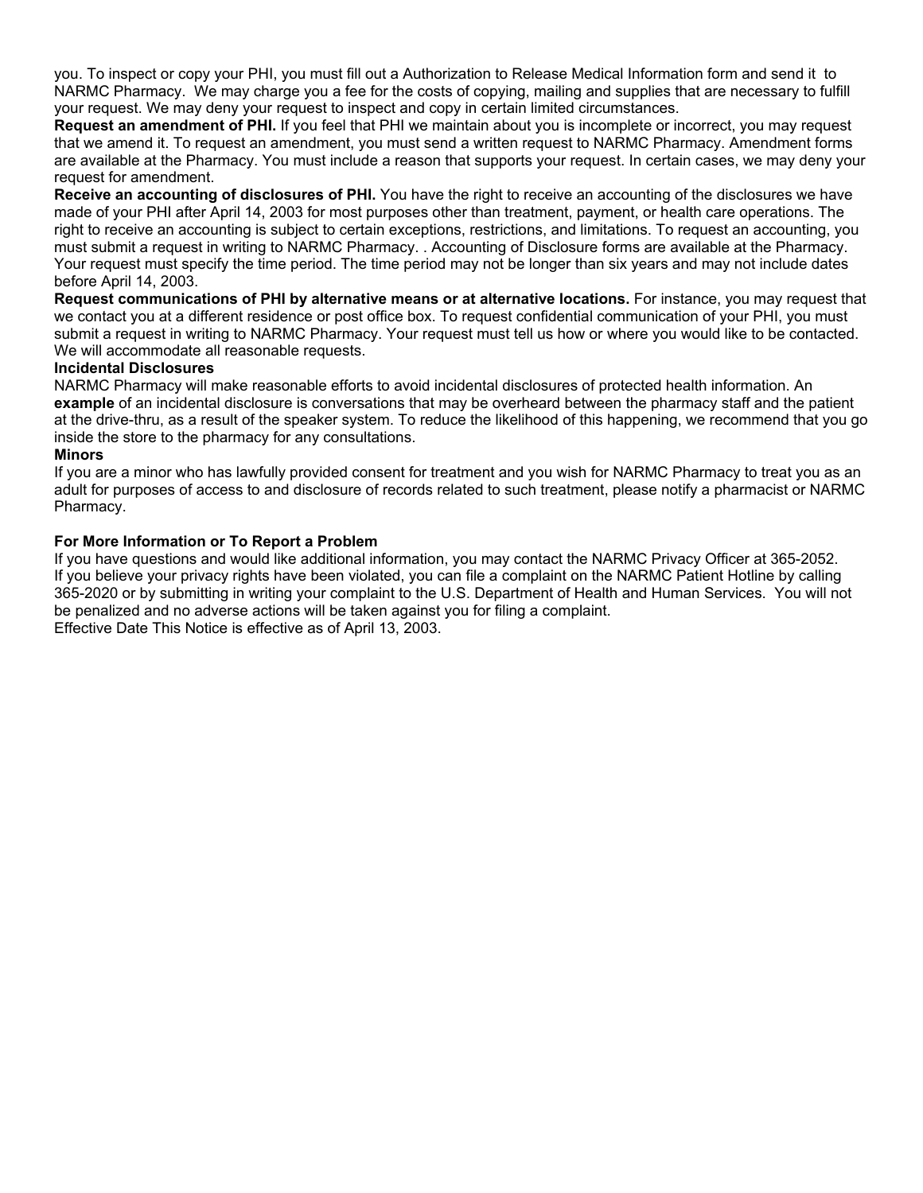you. To inspect or copy your PHI, you must fill out a Authorization to Release Medical Information form and send it to NARMC Pharmacy. We may charge you a fee for the costs of copying, mailing and supplies that are necessary to fulfill your request. We may deny your request to inspect and copy in certain limited circumstances.

**Request an amendment of PHI.** If you feel that PHI we maintain about you is incomplete or incorrect, you may request that we amend it. To request an amendment, you must send a written request to NARMC Pharmacy. Amendment forms are available at the Pharmacy. You must include a reason that supports your request. In certain cases, we may deny your request for amendment.

**Receive an accounting of disclosures of PHI.** You have the right to receive an accounting of the disclosures we have made of your PHI after April 14, 2003 for most purposes other than treatment, payment, or health care operations. The right to receive an accounting is subject to certain exceptions, restrictions, and limitations. To request an accounting, you must submit a request in writing to NARMC Pharmacy. . Accounting of Disclosure forms are available at the Pharmacy. Your request must specify the time period. The time period may not be longer than six years and may not include dates before April 14, 2003.

**Request communications of PHI by alternative means or at alternative locations.** For instance, you may request that we contact you at a different residence or post office box. To request confidential communication of your PHI, you must submit a request in writing to NARMC Pharmacy. Your request must tell us how or where you would like to be contacted. We will accommodate all reasonable requests.

**Incidental Disclosures**

NARMC Pharmacy will make reasonable efforts to avoid incidental disclosures of protected health information. An **example** of an incidental disclosure is conversations that may be overheard between the pharmacy staff and the patient at the drive-thru, as a result of the speaker system. To reduce the likelihood of this happening, we recommend that you go inside the store to the pharmacy for any consultations.

**Minors**

If you are a minor who has lawfully provided consent for treatment and you wish for NARMC Pharmacy to treat you as an adult for purposes of access to and disclosure of records related to such treatment, please notify a pharmacist or NARMC Pharmacy.

**For More Information or To Report a Problem**

If you have questions and would like additional information, you may contact the NARMC Privacy Officer at 365-2052.
If you believe your privacy rights have been violated, you can file a complaint on the NARMC Patient Hotline by calling 365-2020 or by submitting in writing your complaint to the U.S. Department of Health and Human Services. You will not be penalized and no adverse actions will be taken against you for filing a complaint.
Effective Date This Notice is effective as of April 13, 2003.